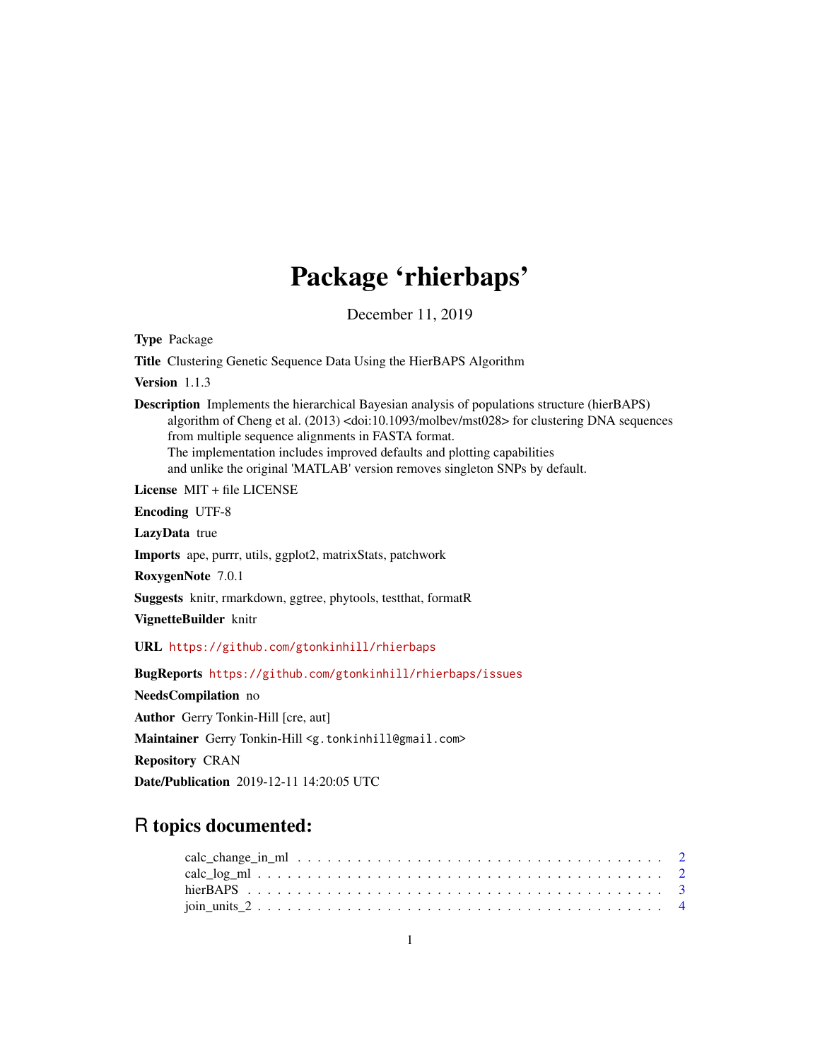# Package 'rhierbaps'

December 11, 2019

**Type** Package

**Title** Clustering Genetic Sequence Data Using the HierBAPS Algorithm

**Version** 1.1.3

**Description** Implements the hierarchical Bayesian analysis of populations structure (hierBAPS) algorithm of Cheng et al. (2013) <doi:10.1093/molbev/mst028> for clustering DNA sequences from multiple sequence alignments in FASTA format.
The implementation includes improved defaults and plotting capabilities and unlike the original 'MATLAB' version removes singleton SNPs by default.

**License** MIT + file LICENSE

**Encoding** UTF-8

**LazyData** true

**Imports** ape, purrr, utils, ggplot2, matrixStats, patchwork

**RoxygenNote** 7.0.1

**Suggests** knitr, rmarkdown, ggtree, phytools, testthat, formatR

**VignetteBuilder** knitr

**URL** https://github.com/gtonkinhill/rhierbaps

**BugReports** https://github.com/gtonkinhill/rhierbaps/issues

**NeedsCompilation** no

**Author** Gerry Tonkin-Hill [cre, aut]

**Maintainer** Gerry Tonkin-Hill <g.tonkinhill@gmail.com>

**Repository** CRAN

**Date/Publication** 2019-12-11 14:20:05 UTC

## R topics documented:

calc_change_in_ml . . . . . . . . . . . . . . . . . . . . . . . . . . . . . . . . . . . . 2
calc_log_ml . . . . . . . . . . . . . . . . . . . . . . . . . . . . . . . . . . . . . . . . 2
hierBAPS . . . . . . . . . . . . . . . . . . . . . . . . . . . . . . . . . . . . . . . . . 3
join_units_2 . . . . . . . . . . . . . . . . . . . . . . . . . . . . . . . . . . . . . . . 4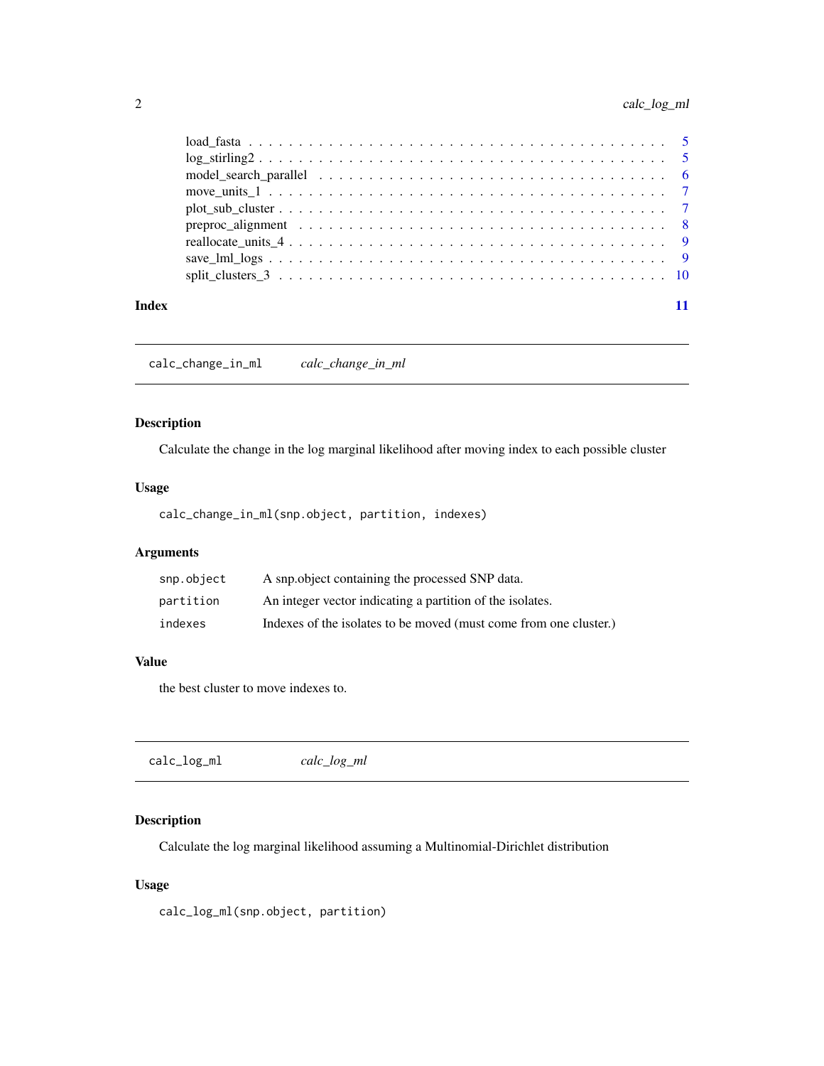load_fasta . . . . . . . . . . . . . . . . . . . . . . . . . . . . . . . . . . . . . . 5
log_stirling2 . . . . . . . . . . . . . . . . . . . . . . . . . . . . . . . . . . . . . 5
model_search_parallel . . . . . . . . . . . . . . . . . . . . . . . . . . . . . . . . . 6
move_units_1 . . . . . . . . . . . . . . . . . . . . . . . . . . . . . . . . . . . . . 7
plot_sub_cluster . . . . . . . . . . . . . . . . . . . . . . . . . . . . . . . . . . . 7
preproc_alignment . . . . . . . . . . . . . . . . . . . . . . . . . . . . . . . . . . 8
reallocate_units_4 . . . . . . . . . . . . . . . . . . . . . . . . . . . . . . . . . . 9
save_lml_logs . . . . . . . . . . . . . . . . . . . . . . . . . . . . . . . . . . . . . 9
split_clusters_3 . . . . . . . . . . . . . . . . . . . . . . . . . . . . . . . . . . . 10

**Index** 11

---

## calc_change_in_ml *calc_change_in_ml*

### Description

Calculate the change in the log marginal likelihood after moving index to each possible cluster

### Usage

```
calc_change_in_ml(snp.object, partition, indexes)
```

### Arguments

| | |
|---|---|
| `snp.object` | A snp.object containing the processed SNP data. |
| `partition` | An integer vector indicating a partition of the isolates. |
| `indexes` | Indexes of the isolates to be moved (must come from one cluster.) |

### Value

the best cluster to move indexes to.

---

## calc_log_ml *calc_log_ml*

### Description

Calculate the log marginal likelihood assuming a Multinomial-Dirichlet distribution

### Usage

```
calc_log_ml(snp.object, partition)
```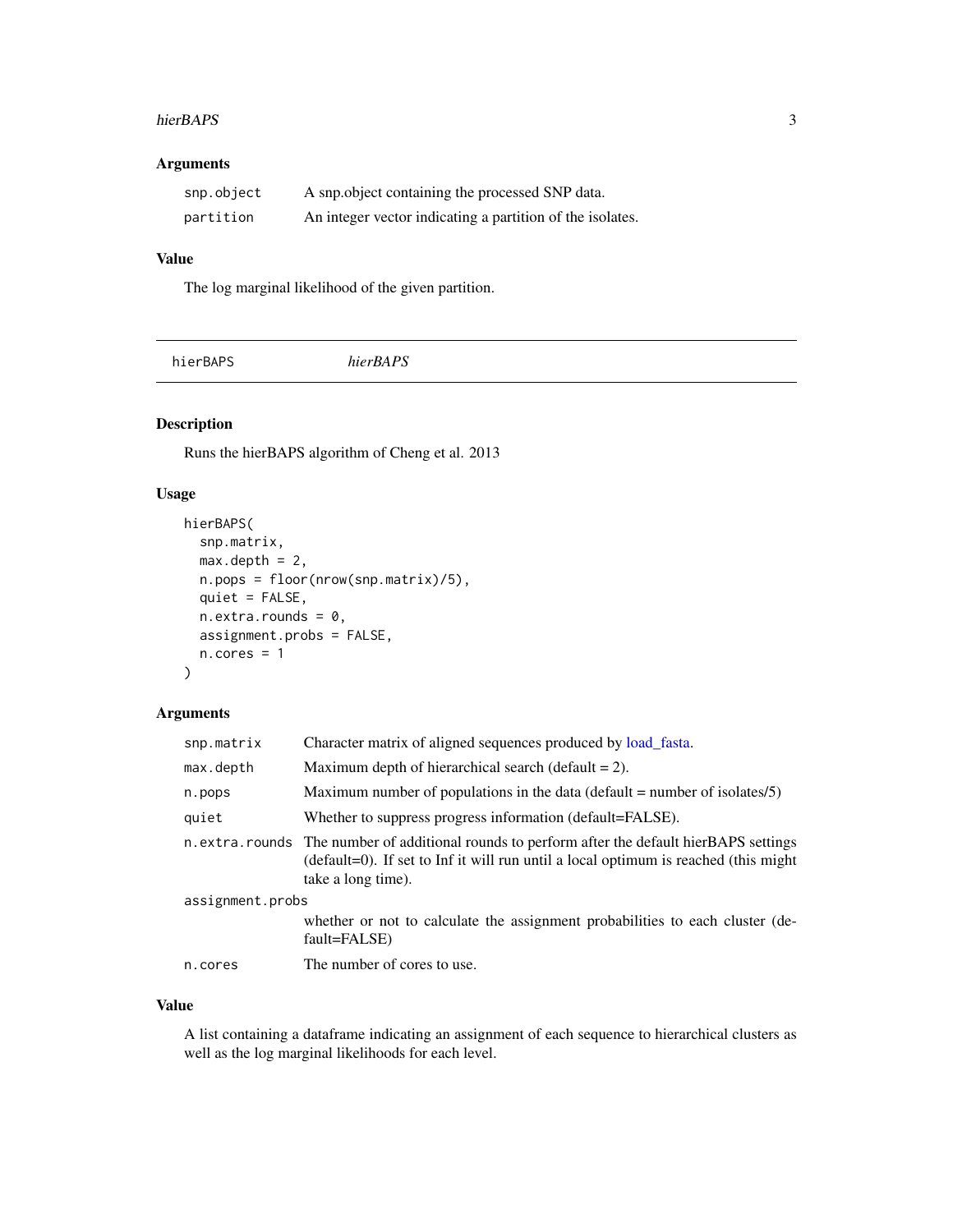### Arguments

| | |
|---|---|
| `snp.object` | A snp.object containing the processed SNP data. |
| `partition` | An integer vector indicating a partition of the isolates. |

### Value

The log marginal likelihood of the given partition.

---

## hierBAPS *hierBAPS*

### Description

Runs the hierBAPS algorithm of Cheng et al. 2013

### Usage

```
hierBAPS(
  snp.matrix,
  max.depth = 2,
  n.pops = floor(nrow(snp.matrix)/5),
  quiet = FALSE,
  n.extra.rounds = 0,
  assignment.probs = FALSE,
  n.cores = 1
)
```

### Arguments

| | |
|---|---|
| `snp.matrix` | Character matrix of aligned sequences produced by load_fasta. |
| `max.depth` | Maximum depth of hierarchical search (default = 2). |
| `n.pops` | Maximum number of populations in the data (default = number of isolates/5) |
| `quiet` | Whether to suppress progress information (default=FALSE). |
| `n.extra.rounds` | The number of additional rounds to perform after the default hierBAPS settings (default=0). If set to Inf it will run until a local optimum is reached (this might take a long time). |
| `assignment.probs` | whether or not to calculate the assignment probabilities to each cluster (default=FALSE) |
| `n.cores` | The number of cores to use. |

### Value

A list containing a dataframe indicating an assignment of each sequence to hierarchical clusters as well as the log marginal likelihoods for each level.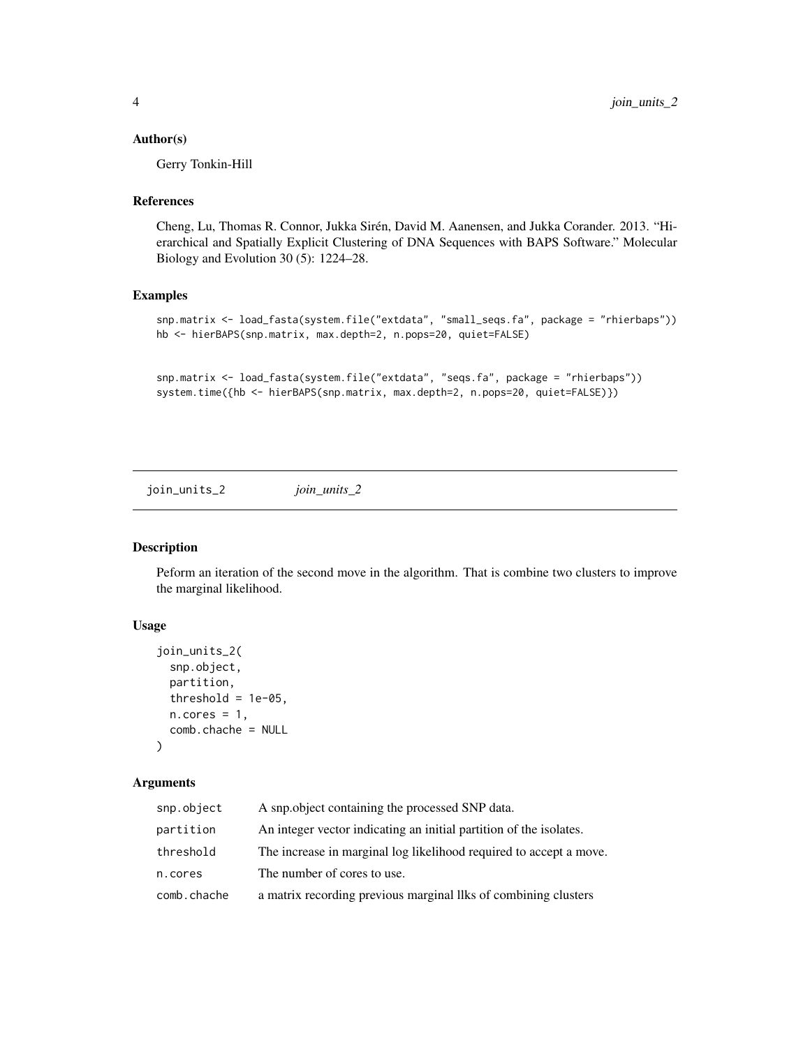### Author(s)

Gerry Tonkin-Hill

### References

Cheng, Lu, Thomas R. Connor, Jukka Sirén, David M. Aanensen, and Jukka Corander. 2013. “Hierarchical and Spatially Explicit Clustering of DNA Sequences with BAPS Software.” Molecular Biology and Evolution 30 (5): 1224–28.

### Examples

```
snp.matrix <- load_fasta(system.file("extdata", "small_seqs.fa", package = "rhierbaps"))
hb <- hierBAPS(snp.matrix, max.depth=2, n.pops=20, quiet=FALSE)


snp.matrix <- load_fasta(system.file("extdata", "seqs.fa", package = "rhierbaps"))
system.time({hb <- hierBAPS(snp.matrix, max.depth=2, n.pops=20, quiet=FALSE)})
```

---

## join_units_2 *join_units_2*

---

### Description

Peform an iteration of the second move in the algorithm. That is combine two clusters to improve the marginal likelihood.

### Usage

```
join_units_2(
  snp.object,
  partition,
  threshold = 1e-05,
  n.cores = 1,
  comb.chache = NULL
)
```

### Arguments

| | |
|---|---|
| snp.object | A snp.object containing the processed SNP data. |
| partition | An integer vector indicating an initial partition of the isolates. |
| threshold | The increase in marginal log likelihood required to accept a move. |
| n.cores | The number of cores to use. |
| comb.chache | a matrix recording previous marginal llks of combining clusters |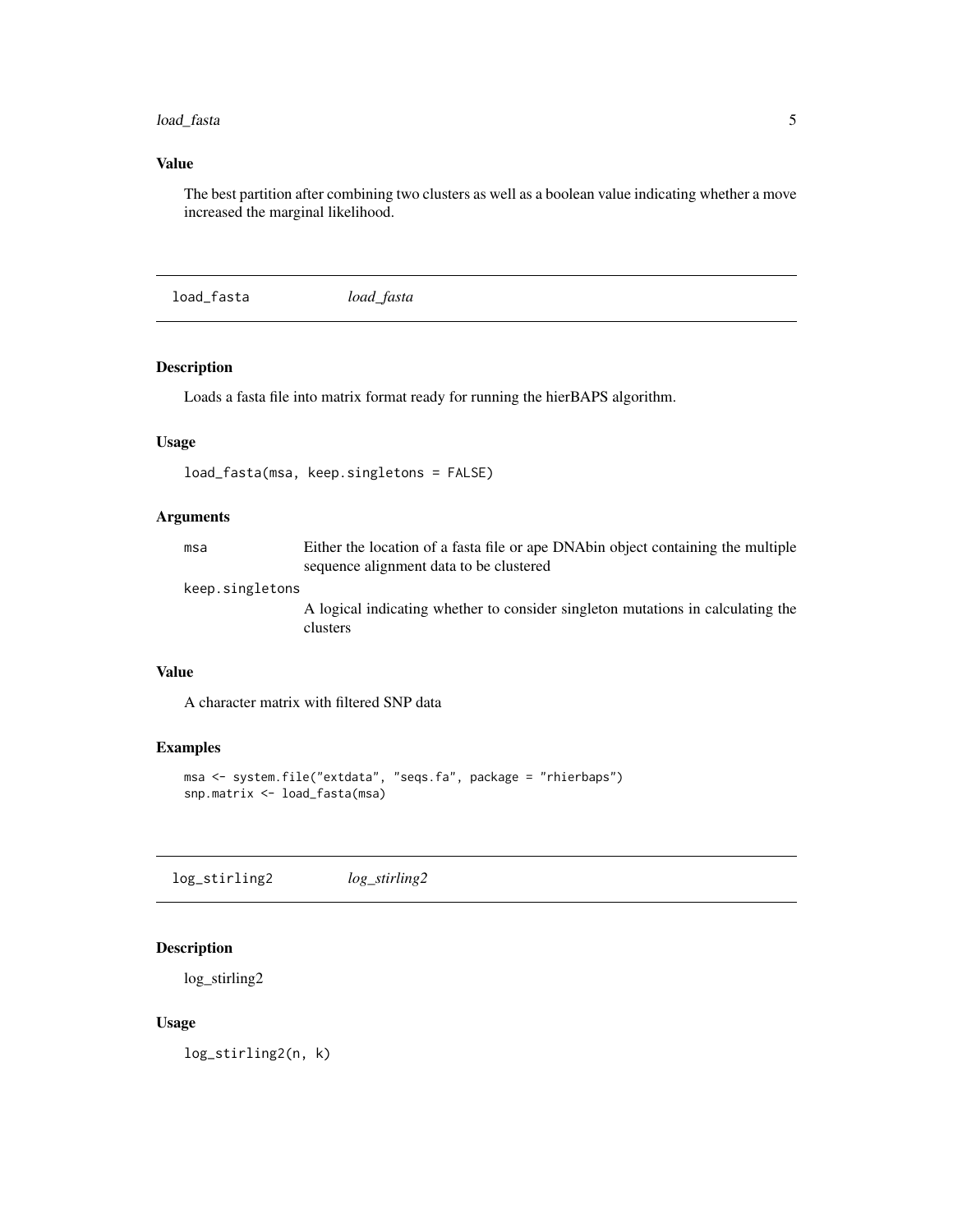### Value

The best partition after combining two clusters as well as a boolean value indicating whether a move increased the marginal likelihood.

## load_fasta — *load_fasta*

### Description

Loads a fasta file into matrix format ready for running the hierBAPS algorithm.

### Usage

```
load_fasta(msa, keep.singletons = FALSE)
```

### Arguments

| | |
|---|---|
| msa | Either the location of a fasta file or ape DNAbin object containing the multiple sequence alignment data to be clustered |
| keep.singletons | A logical indicating whether to consider singleton mutations in calculating the clusters |

### Value

A character matrix with filtered SNP data

### Examples

```
msa <- system.file("extdata", "seqs.fa", package = "rhierbaps")
snp.matrix <- load_fasta(msa)
```

## log_stirling2 — *log_stirling2*

### Description

log_stirling2

### Usage

```
log_stirling2(n, k)
```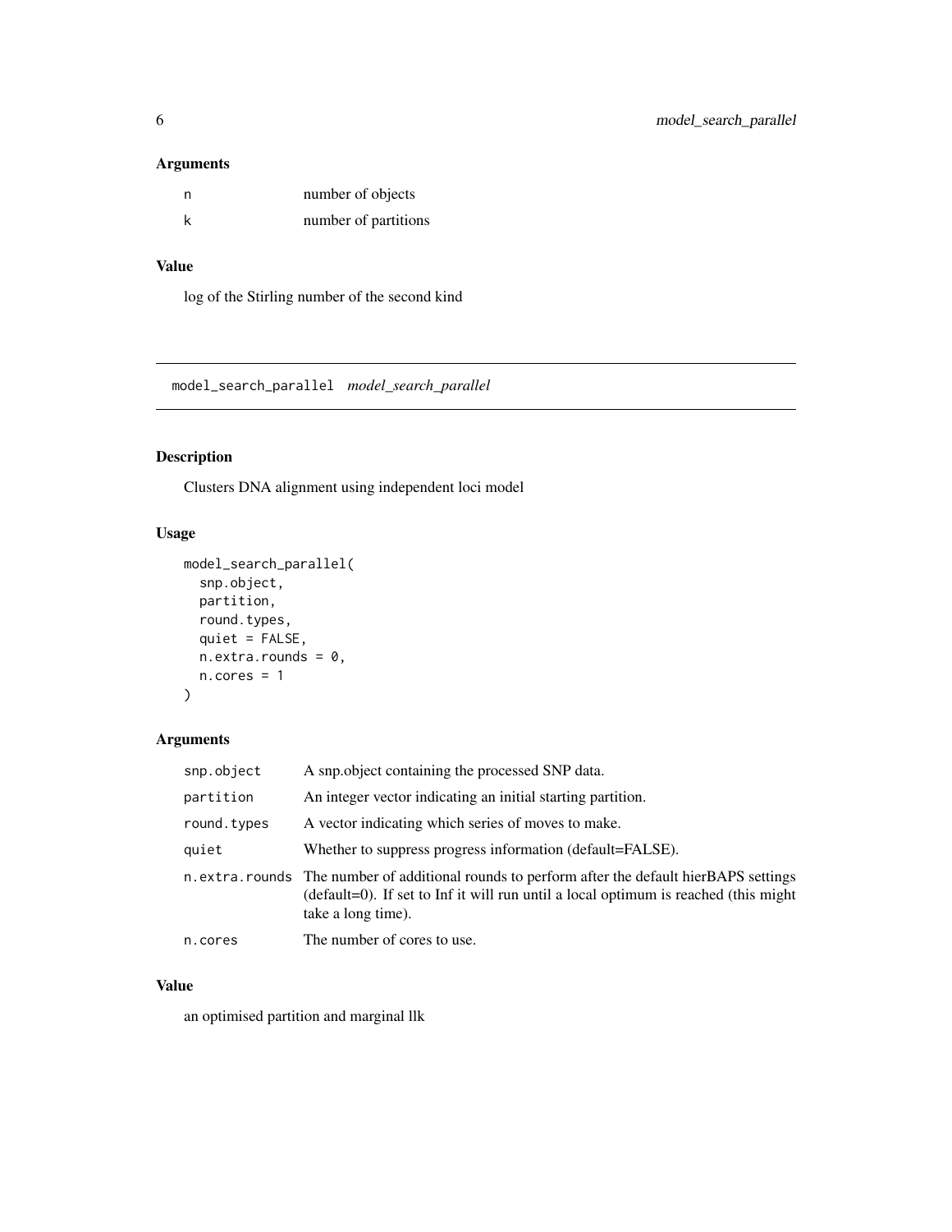### Arguments

| | |
|---|---|
| n | number of objects |
| k | number of partitions |

### Value

log of the Stirling number of the second kind

---

## model_search_parallel *model_search_parallel*

### Description

Clusters DNA alignment using independent loci model

### Usage

```
model_search_parallel(
  snp.object,
  partition,
  round.types,
  quiet = FALSE,
  n.extra.rounds = 0,
  n.cores = 1
)
```

### Arguments

| | |
|---|---|
| snp.object | A snp.object containing the processed SNP data. |
| partition | An integer vector indicating an initial starting partition. |
| round.types | A vector indicating which series of moves to make. |
| quiet | Whether to suppress progress information (default=FALSE). |
| n.extra.rounds | The number of additional rounds to perform after the default hierBAPS settings (default=0). If set to Inf it will run until a local optimum is reached (this might take a long time). |
| n.cores | The number of cores to use. |

### Value

an optimised partition and marginal llk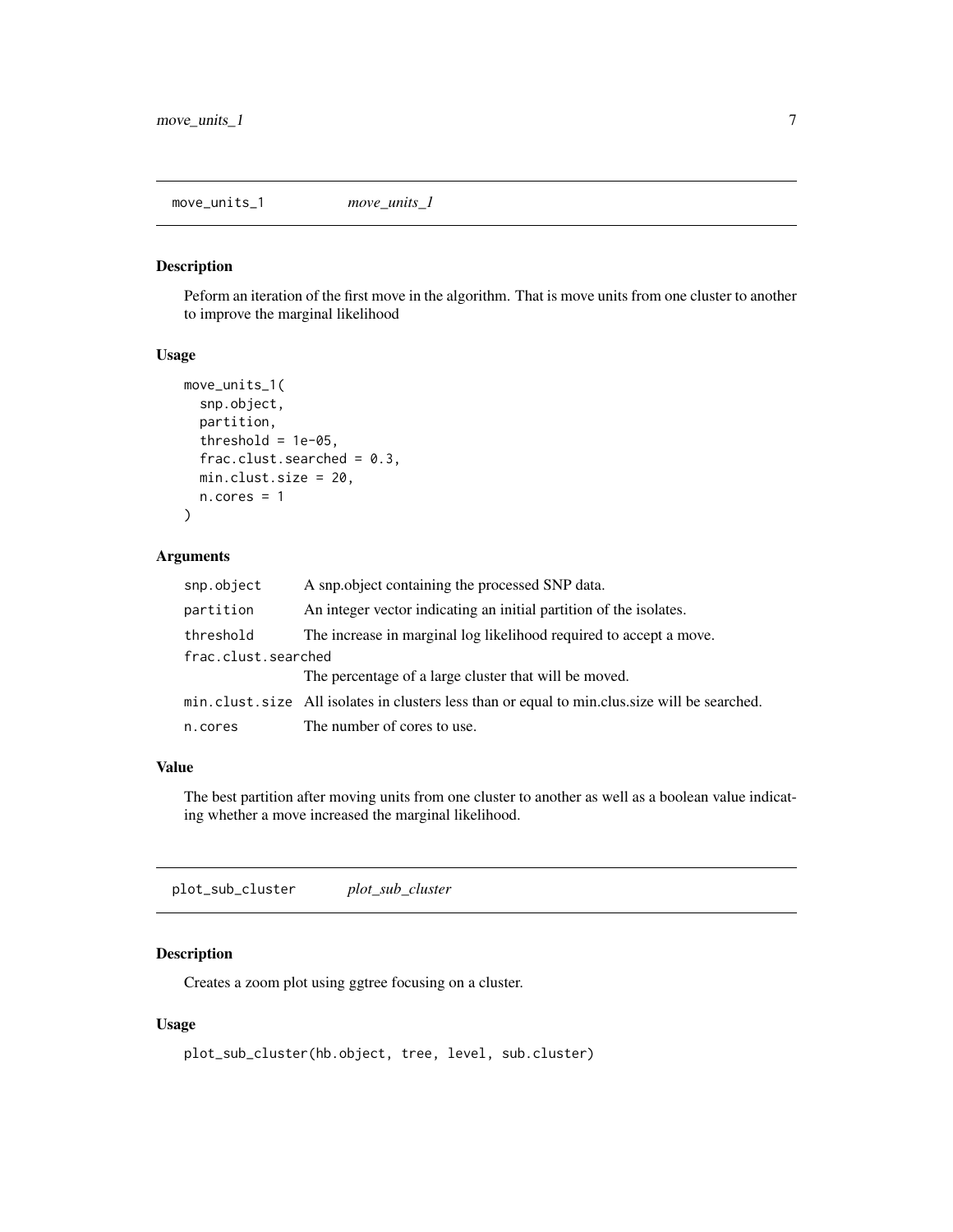## move_units_1 — *move_units_1*

### Description

Peform an iteration of the first move in the algorithm. That is move units from one cluster to another to improve the marginal likelihood

### Usage

```
move_units_1(
  snp.object,
  partition,
  threshold = 1e-05,
  frac.clust.searched = 0.3,
  min.clust.size = 20,
  n.cores = 1
)
```

### Arguments

| Argument | Description |
|---|---|
| `snp.object` | A snp.object containing the processed SNP data. |
| `partition` | An integer vector indicating an initial partition of the isolates. |
| `threshold` | The increase in marginal log likelihood required to accept a move. |
| `frac.clust.searched` | The percentage of a large cluster that will be moved. |
| `min.clust.size` | All isolates in clusters less than or equal to min.clus.size will be searched. |
| `n.cores` | The number of cores to use. |

### Value

The best partition after moving units from one cluster to another as well as a boolean value indicating whether a move increased the marginal likelihood.

## plot_sub_cluster — *plot_sub_cluster*

### Description

Creates a zoom plot using ggtree focusing on a cluster.

### Usage

```
plot_sub_cluster(hb.object, tree, level, sub.cluster)
```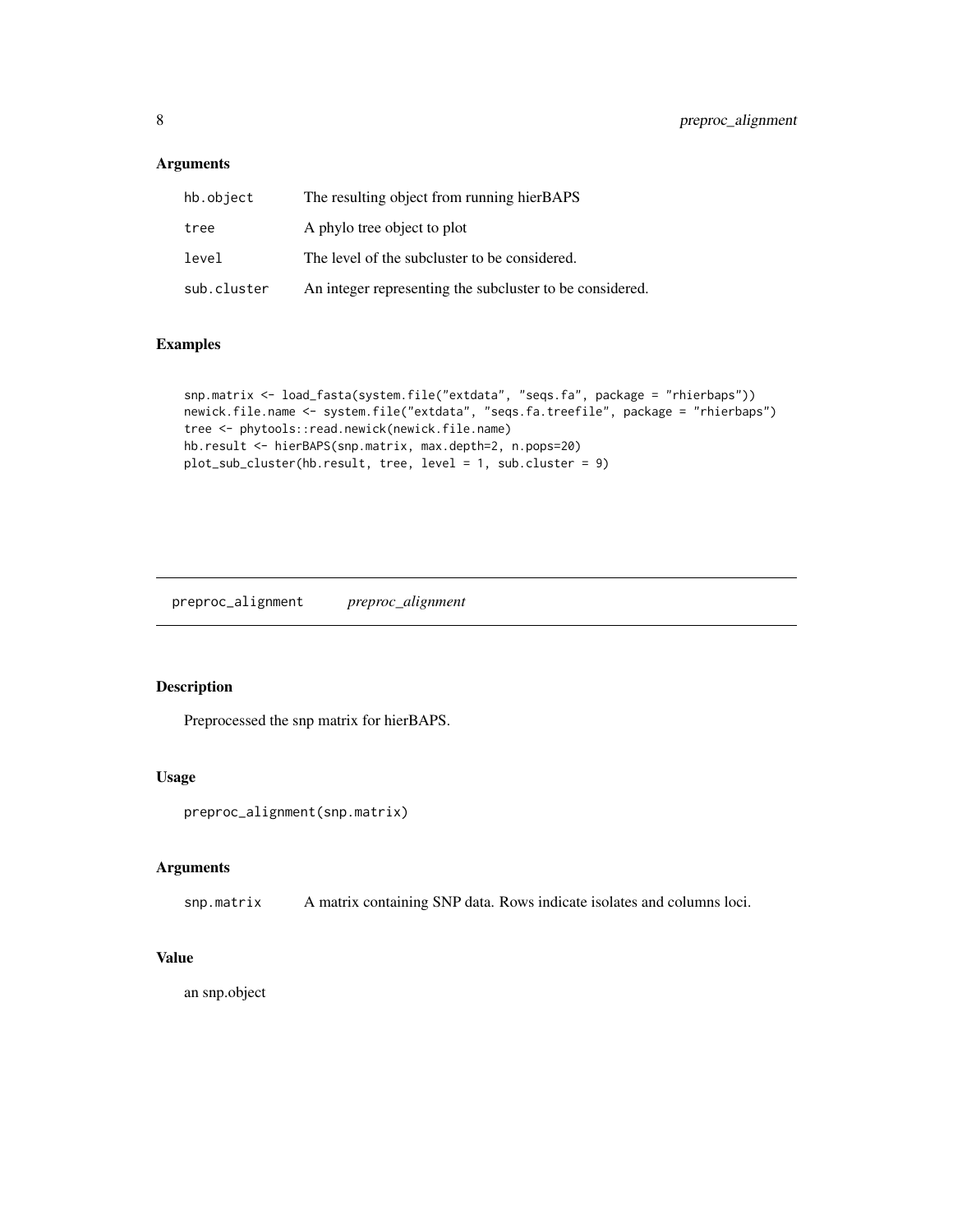## Arguments

| | |
|---|---|
| hb.object | The resulting object from running hierBAPS |
| tree | A phylo tree object to plot |
| level | The level of the subcluster to be considered. |
| sub.cluster | An integer representing the subcluster to be considered. |

## Examples

```
snp.matrix <- load_fasta(system.file("extdata", "seqs.fa", package = "rhierbaps"))
newick.file.name <- system.file("extdata", "seqs.fa.treefile", package = "rhierbaps")
tree <- phytools::read.newick(newick.file.name)
hb.result <- hierBAPS(snp.matrix, max.depth=2, n.pops=20)
plot_sub_cluster(hb.result, tree, level = 1, sub.cluster = 9)
```

---

# preproc_alignment *preproc_alignment*

## Description

Preprocessed the snp matrix for hierBAPS.

## Usage

```
preproc_alignment(snp.matrix)
```

## Arguments

| | |
|---|---|
| snp.matrix | A matrix containing SNP data. Rows indicate isolates and columns loci. |

## Value

an snp.object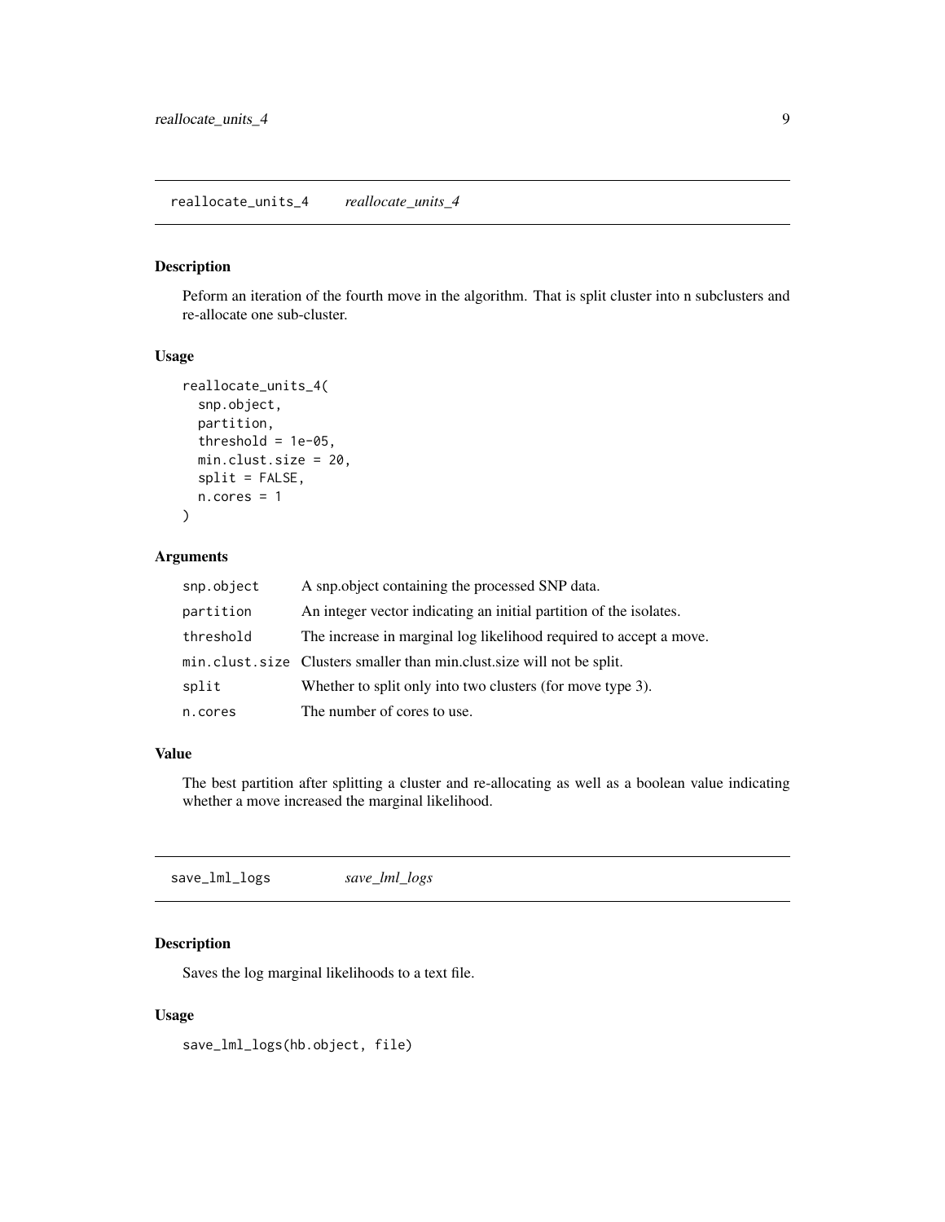## reallocate_units_4 *reallocate_units_4*

### Description

Peform an iteration of the fourth move in the algorithm. That is split cluster into n subclusters and re-allocate one sub-cluster.

### Usage

```
reallocate_units_4(
  snp.object,
  partition,
  threshold = 1e-05,
  min.clust.size = 20,
  split = FALSE,
  n.cores = 1
)
```

### Arguments

| | |
|---|---|
| snp.object | A snp.object containing the processed SNP data. |
| partition | An integer vector indicating an initial partition of the isolates. |
| threshold | The increase in marginal log likelihood required to accept a move. |
| min.clust.size | Clusters smaller than min.clust.size will not be split. |
| split | Whether to split only into two clusters (for move type 3). |
| n.cores | The number of cores to use. |

### Value

The best partition after splitting a cluster and re-allocating as well as a boolean value indicating whether a move increased the marginal likelihood.

## save_lml_logs *save_lml_logs*

### Description

Saves the log marginal likelihoods to a text file.

### Usage

```
save_lml_logs(hb.object, file)
```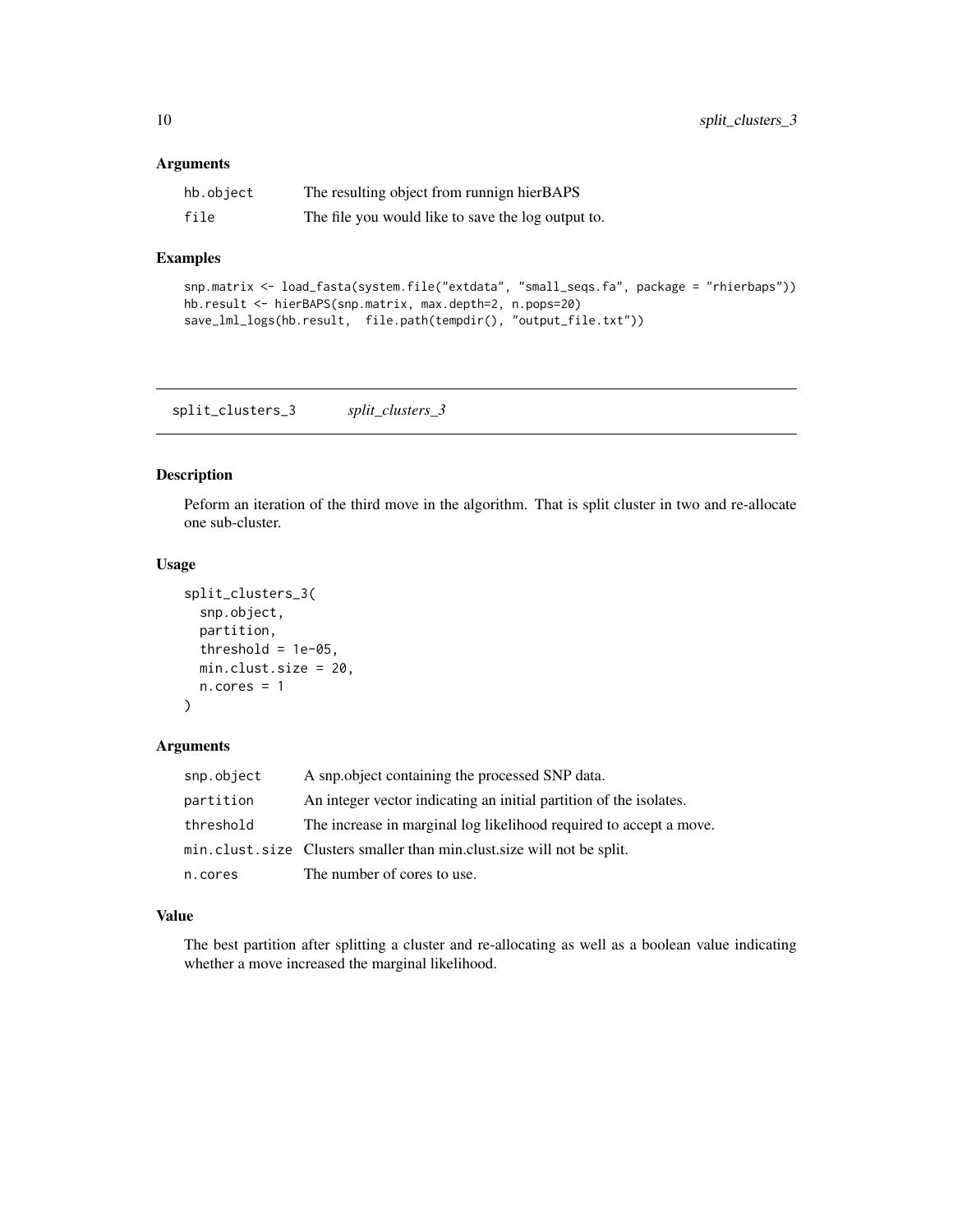### Arguments

| | |
|---|---|
| hb.object | The resulting object from runnign hierBAPS |
| file | The file you would like to save the log output to. |

### Examples

```
snp.matrix <- load_fasta(system.file("extdata", "small_seqs.fa", package = "rhierbaps"))
hb.result <- hierBAPS(snp.matrix, max.depth=2, n.pops=20)
save_lml_logs(hb.result,  file.path(tempdir(), "output_file.txt"))
```

---

## split_clusters_3    *split_clusters_3*

### Description

Peform an iteration of the third move in the algorithm. That is split cluster in two and re-allocate one sub-cluster.

### Usage

```
split_clusters_3(
  snp.object,
  partition,
  threshold = 1e-05,
  min.clust.size = 20,
  n.cores = 1
)
```

### Arguments

| | |
|---|---|
| snp.object | A snp.object containing the processed SNP data. |
| partition | An integer vector indicating an initial partition of the isolates. |
| threshold | The increase in marginal log likelihood required to accept a move. |
| min.clust.size | Clusters smaller than min.clust.size will not be split. |
| n.cores | The number of cores to use. |

### Value

The best partition after splitting a cluster and re-allocating as well as a boolean value indicating whether a move increased the marginal likelihood.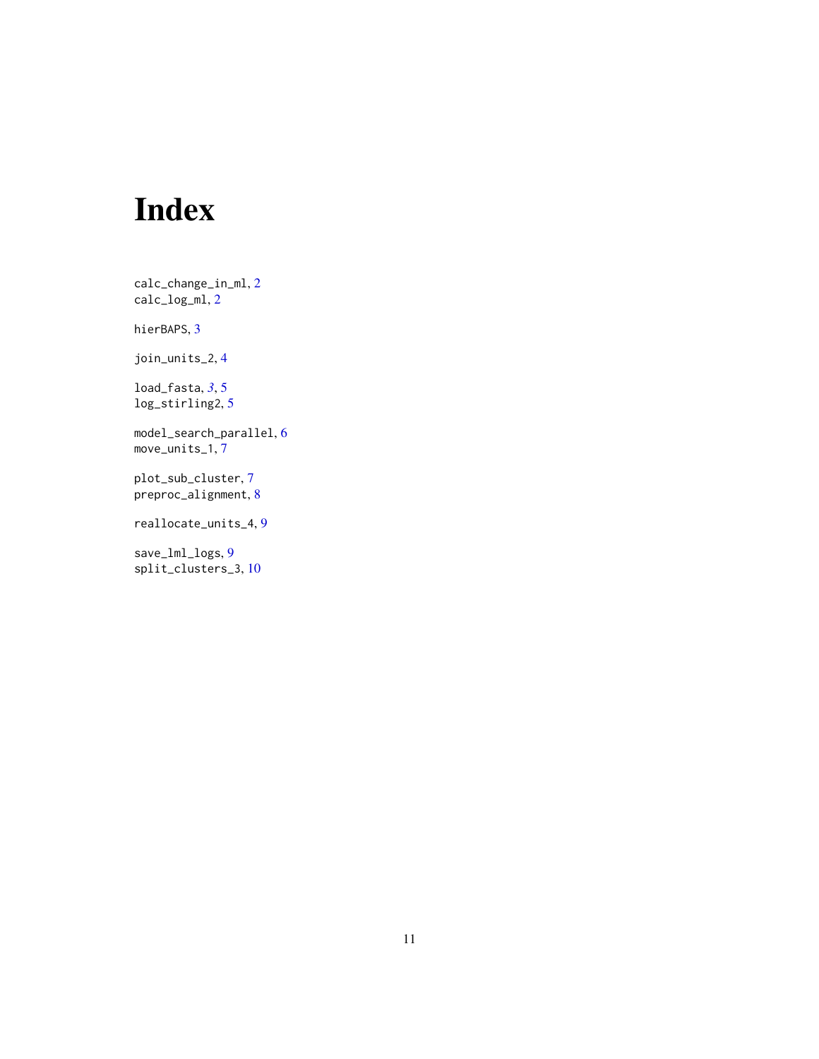# Index

calc_change_in_ml, 2
calc_log_ml, 2

hierBAPS, 3

join_units_2, 4

load_fasta, *3*, 5
log_stirling2, 5

model_search_parallel, 6
move_units_1, 7

plot_sub_cluster, 7
preproc_alignment, 8

reallocate_units_4, 9

save_lml_logs, 9
split_clusters_3, 10